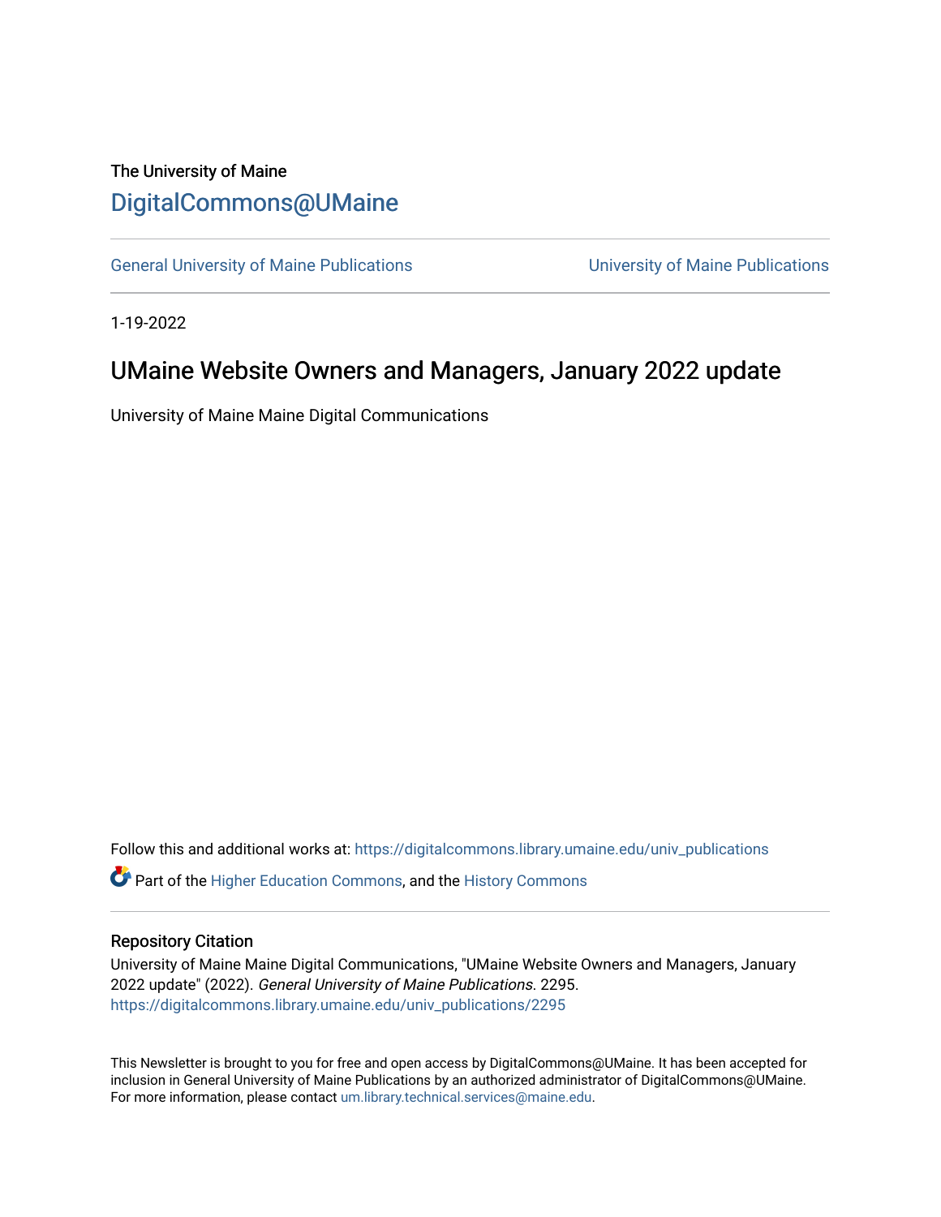The University of Maine

# DigitalCommons@UMaine

General University of Maine Publications | University of Maine Publications

1-19-2022

## UMaine Website Owners and Managers, January 2022 update

University of Maine Maine Digital Communications

Follow this and additional works at: https://digitalcommons.library.umaine.edu/univ_publications

Part of the Higher Education Commons, and the History Commons

### Repository Citation

University of Maine Maine Digital Communications, "UMaine Website Owners and Managers, January 2022 update" (2022). *General University of Maine Publications*. 2295.
https://digitalcommons.library.umaine.edu/univ_publications/2295

This Newsletter is brought to you for free and open access by DigitalCommons@UMaine. It has been accepted for inclusion in General University of Maine Publications by an authorized administrator of DigitalCommons@UMaine. For more information, please contact um.library.technical.services@maine.edu.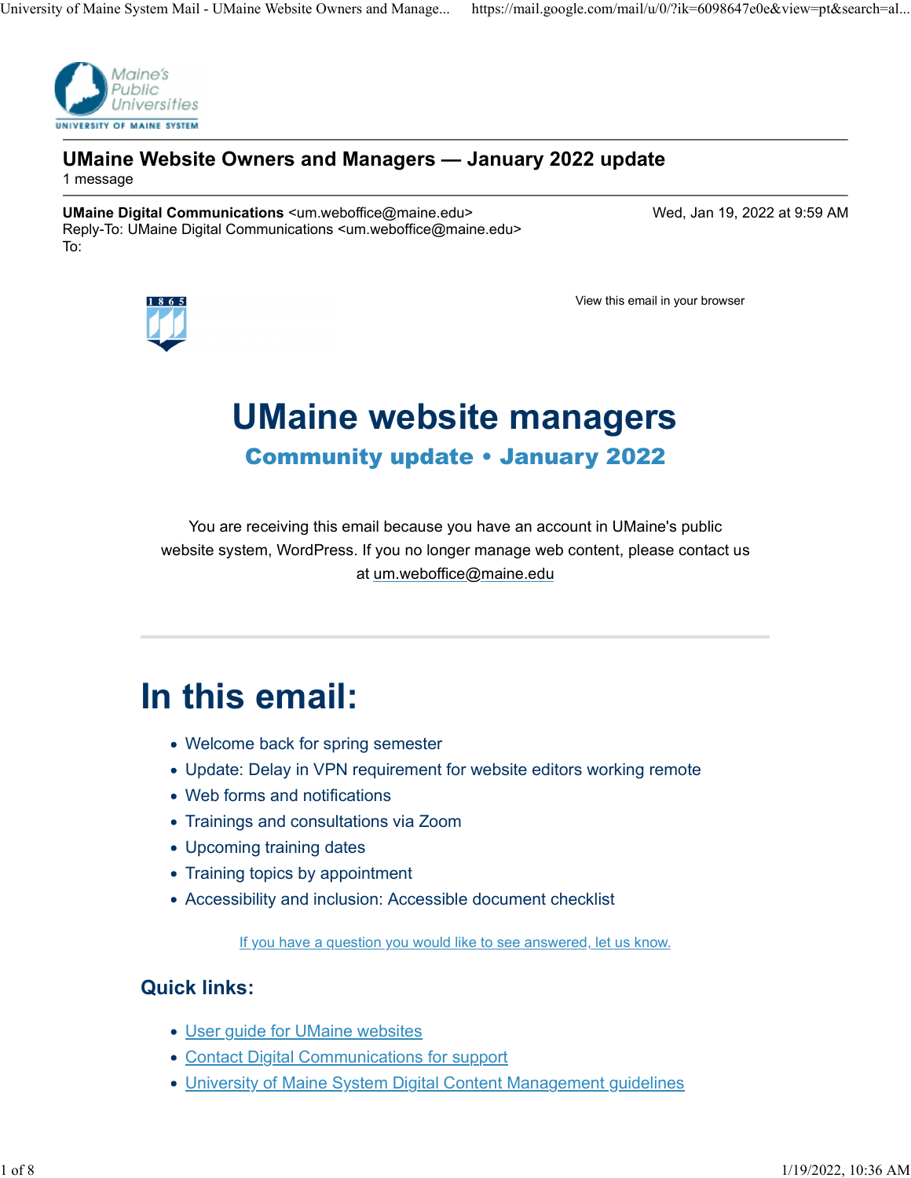Maine's Public Universities
UNIVERSITY OF MAINE SYSTEM

## UMaine Website Owners and Managers — January 2022 update

1 message

**UMaine Digital Communications** <um.weboffice@maine.edu> Wed, Jan 19, 2022 at 9:59 AM
Reply-To: UMaine Digital Communications <um.weboffice@maine.edu>
To:

View this email in your browser

# UMaine website managers

## Community update • January 2022

You are receiving this email because you have an account in UMaine's public website system, WordPress. If you no longer manage web content, please contact us at um.weboffice@maine.edu

---

# In this email:

- Welcome back for spring semester
- Update: Delay in VPN requirement for website editors working remote
- Web forms and notifications
- Trainings and consultations via Zoom
- Upcoming training dates
- Training topics by appointment
- Accessibility and inclusion: Accessible document checklist

If you have a question you would like to see answered, let us know.

### Quick links:

- User guide for UMaine websites
- Contact Digital Communications for support
- University of Maine System Digital Content Management guidelines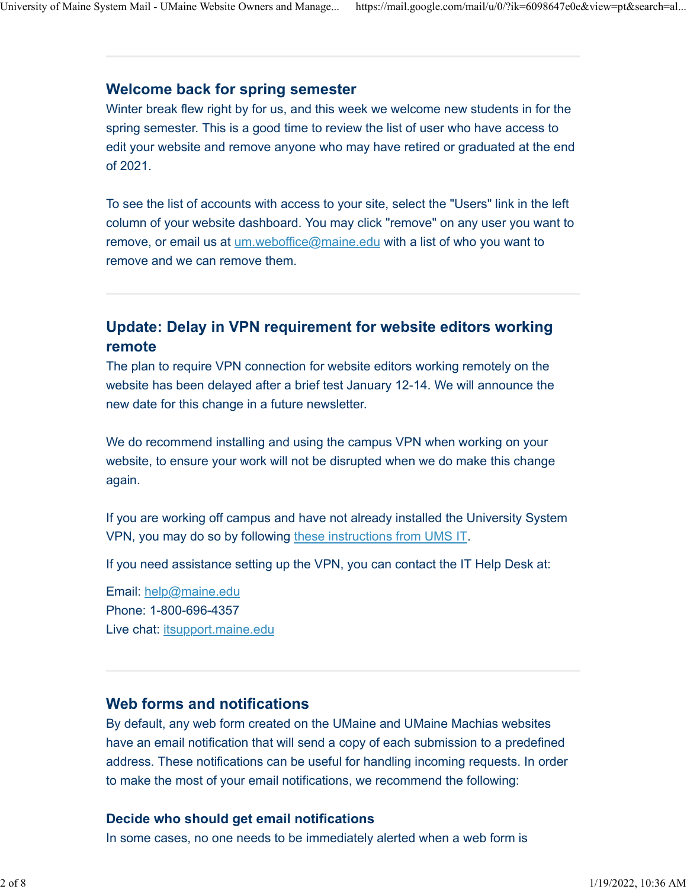## Welcome back for spring semester

Winter break flew right by for us, and this week we welcome new students in for the spring semester. This is a good time to review the list of user who have access to edit your website and remove anyone who may have retired or graduated at the end of 2021.

To see the list of accounts with access to your site, select the "Users" link in the left column of your website dashboard. You may click "remove" on any user you want to remove, or email us at um.weboffice@maine.edu with a list of who you want to remove and we can remove them.

---

## Update: Delay in VPN requirement for website editors working remote

The plan to require VPN connection for website editors working remotely on the website has been delayed after a brief test January 12-14. We will announce the new date for this change in a future newsletter.

We do recommend installing and using the campus VPN when working on your website, to ensure your work will not be disrupted when we do make this change again.

If you are working off campus and have not already installed the University System VPN, you may do so by following these instructions from UMS IT.

If you need assistance setting up the VPN, you can contact the IT Help Desk at:

Email: help@maine.edu
Phone: 1-800-696-4357
Live chat: itsupport.maine.edu

---

## Web forms and notifications

By default, any web form created on the UMaine and UMaine Machias websites have an email notification that will send a copy of each submission to a predefined address. These notifications can be useful for handling incoming requests. In order to make the most of your email notifications, we recommend the following:

### Decide who should get email notifications

In some cases, no one needs to be immediately alerted when a web form is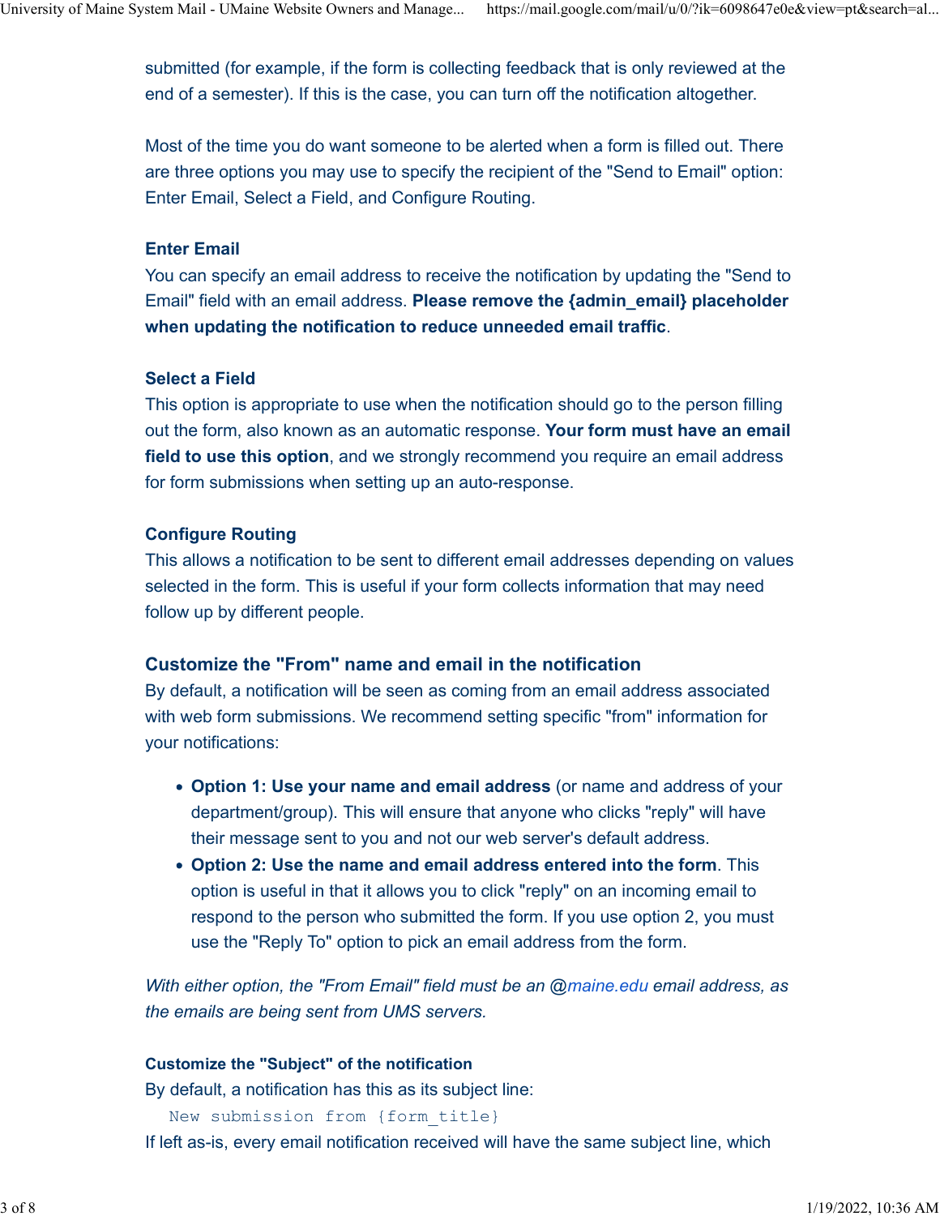submitted (for example, if the form is collecting feedback that is only reviewed at the end of a semester). If this is the case, you can turn off the notification altogether.

Most of the time you do want someone to be alerted when a form is filled out. There are three options you may use to specify the recipient of the "Send to Email" option: Enter Email, Select a Field, and Configure Routing.

#### Enter Email

You can specify an email address to receive the notification by updating the "Send to Email" field with an email address. **Please remove the {admin_email} placeholder when updating the notification to reduce unneeded email traffic**.

#### Select a Field

This option is appropriate to use when the notification should go to the person filling out the form, also known as an automatic response. **Your form must have an email field to use this option**, and we strongly recommend you require an email address for form submissions when setting up an auto-response.

#### Configure Routing

This allows a notification to be sent to different email addresses depending on values selected in the form. This is useful if your form collects information that may need follow up by different people.

### Customize the "From" name and email in the notification

By default, a notification will be seen as coming from an email address associated with web form submissions. We recommend setting specific "from" information for your notifications:

- **Option 1: Use your name and email address** (or name and address of your department/group). This will ensure that anyone who clicks "reply" will have their message sent to you and not our web server's default address.
- **Option 2: Use the name and email address entered into the form**. This option is useful in that it allows you to click "reply" on an incoming email to respond to the person who submitted the form. If you use option 2, you must use the "Reply To" option to pick an email address from the form.

*With either option, the "From Email" field must be an @maine.edu email address, as the emails are being sent from UMS servers.*

#### Customize the "Subject" of the notification

By default, a notification has this as its subject line:

```
New submission from {form_title}
```

If left as-is, every email notification received will have the same subject line, which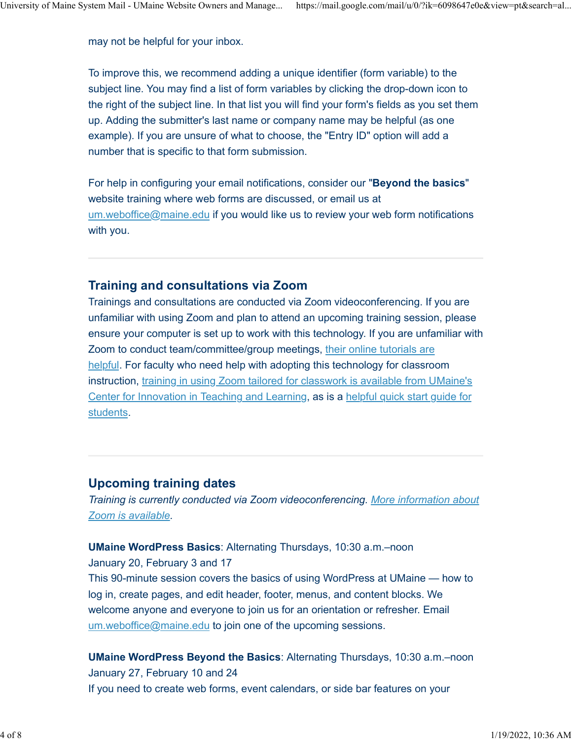may not be helpful for your inbox.

To improve this, we recommend adding a unique identifier (form variable) to the subject line. You may find a list of form variables by clicking the drop-down icon to the right of the subject line. In that list you will find your form's fields as you set them up. Adding the submitter's last name or company name may be helpful (as one example). If you are unsure of what to choose, the "Entry ID" option will add a number that is specific to that form submission.

For help in configuring your email notifications, consider our "**Beyond the basics**" website training where web forms are discussed, or email us at um.weboffice@maine.edu if you would like us to review your web form notifications with you.

---

## Training and consultations via Zoom

Trainings and consultations are conducted via Zoom videoconferencing. If you are unfamiliar with using Zoom and plan to attend an upcoming training session, please ensure your computer is set up to work with this technology. If you are unfamiliar with Zoom to conduct team/committee/group meetings, their online tutorials are helpful. For faculty who need help with adopting this technology for classroom instruction, training in using Zoom tailored for classwork is available from UMaine's Center for Innovation in Teaching and Learning, as is a helpful quick start guide for students.

---

## Upcoming training dates

*Training is currently conducted via Zoom videoconferencing. More information about Zoom is available.*

**UMaine WordPress Basics**: Alternating Thursdays, 10:30 a.m.–noon
January 20, February 3 and 17
This 90-minute session covers the basics of using WordPress at UMaine — how to log in, create pages, and edit header, footer, menus, and content blocks. We welcome anyone and everyone to join us for an orientation or refresher. Email um.weboffice@maine.edu to join one of the upcoming sessions.

**UMaine WordPress Beyond the Basics**: Alternating Thursdays, 10:30 a.m.–noon
January 27, February 10 and 24
If you need to create web forms, event calendars, or side bar features on your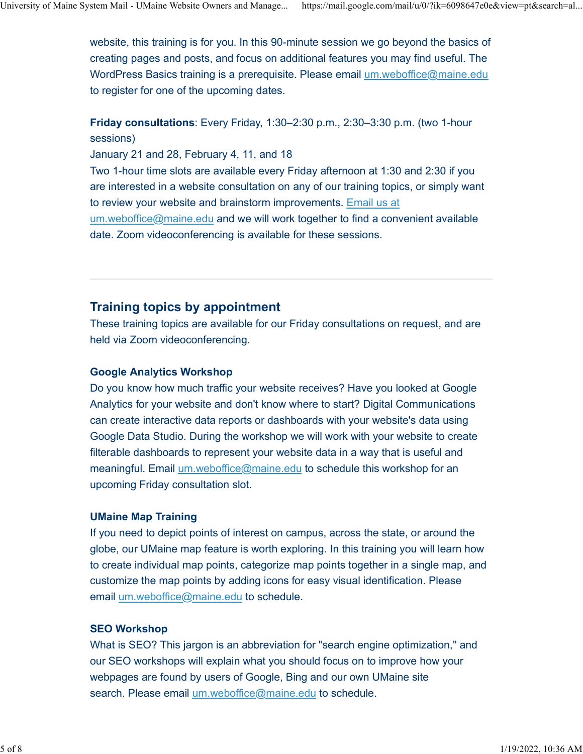website, this training is for you. In this 90-minute session we go beyond the basics of creating pages and posts, and focus on additional features you may find useful. The WordPress Basics training is a prerequisite. Please email um.weboffice@maine.edu to register for one of the upcoming dates.

**Friday consultations**: Every Friday, 1:30–2:30 p.m., 2:30–3:30 p.m. (two 1-hour sessions)
January 21 and 28, February 4, 11, and 18
Two 1-hour time slots are available every Friday afternoon at 1:30 and 2:30 if you are interested in a website consultation on any of our training topics, or simply want to review your website and brainstorm improvements. Email us at um.weboffice@maine.edu and we will work together to find a convenient available date. Zoom videoconferencing is available for these sessions.

---

## Training topics by appointment

These training topics are available for our Friday consultations on request, and are held via Zoom videoconferencing.

### Google Analytics Workshop

Do you know how much traffic your website receives? Have you looked at Google Analytics for your website and don't know where to start? Digital Communications can create interactive data reports or dashboards with your website's data using Google Data Studio. During the workshop we will work with your website to create filterable dashboards to represent your website data in a way that is useful and meaningful. Email um.weboffice@maine.edu to schedule this workshop for an upcoming Friday consultation slot.

### UMaine Map Training

If you need to depict points of interest on campus, across the state, or around the globe, our UMaine map feature is worth exploring. In this training you will learn how to create individual map points, categorize map points together in a single map, and customize the map points by adding icons for easy visual identification. Please email um.weboffice@maine.edu to schedule.

### SEO Workshop

What is SEO? This jargon is an abbreviation for "search engine optimization," and our SEO workshops will explain what you should focus on to improve how your webpages are found by users of Google, Bing and our own UMaine site search. Please email um.weboffice@maine.edu to schedule.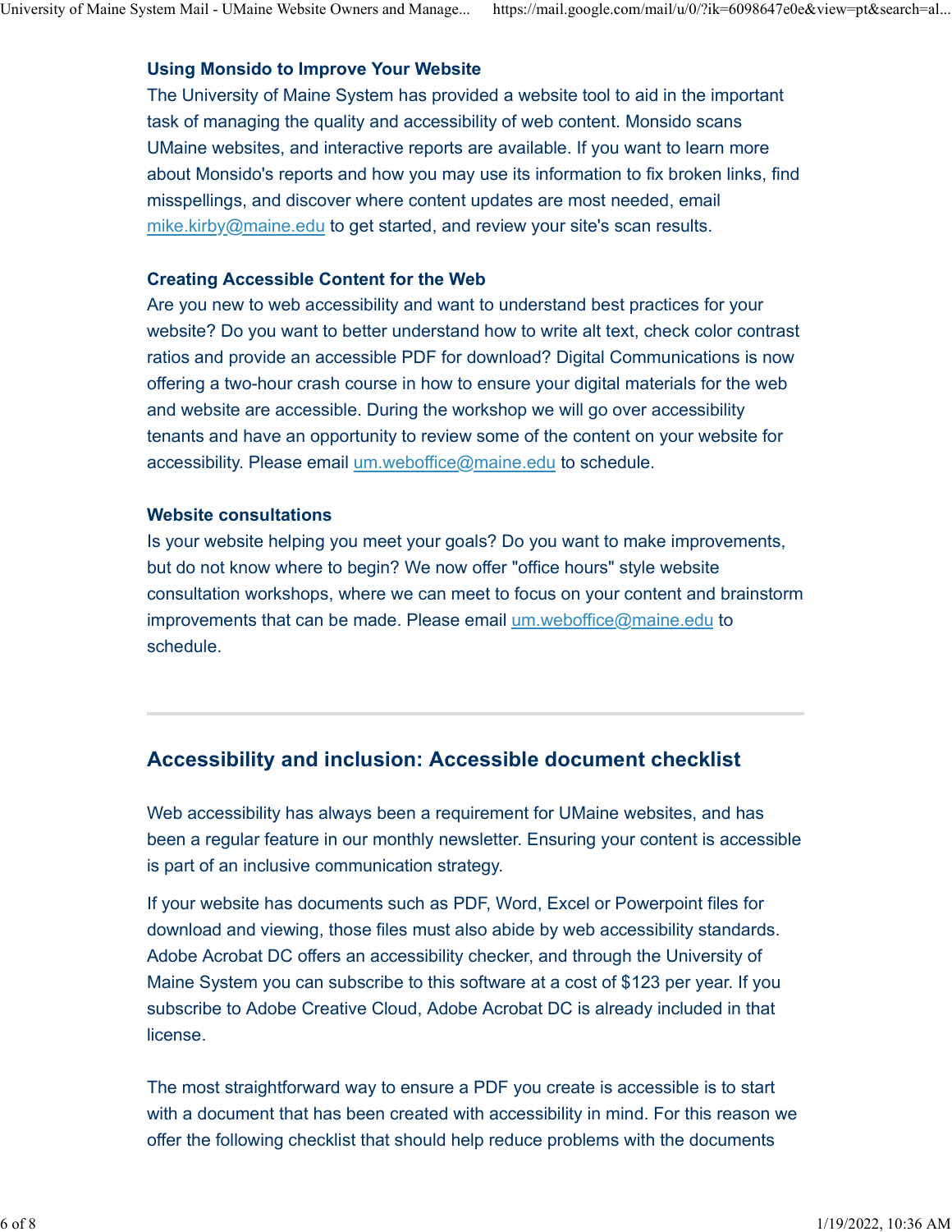### Using Monsido to Improve Your Website

The University of Maine System has provided a website tool to aid in the important task of managing the quality and accessibility of web content. Monsido scans UMaine websites, and interactive reports are available. If you want to learn more about Monsido's reports and how you may use its information to fix broken links, find misspellings, and discover where content updates are most needed, email mike.kirby@maine.edu to get started, and review your site's scan results.

### Creating Accessible Content for the Web

Are you new to web accessibility and want to understand best practices for your website? Do you want to better understand how to write alt text, check color contrast ratios and provide an accessible PDF for download? Digital Communications is now offering a two-hour crash course in how to ensure your digital materials for the web and website are accessible. During the workshop we will go over accessibility tenants and have an opportunity to review some of the content on your website for accessibility. Please email um.weboffice@maine.edu to schedule.

### Website consultations

Is your website helping you meet your goals? Do you want to make improvements, but do not know where to begin? We now offer "office hours" style website consultation workshops, where we can meet to focus on your content and brainstorm improvements that can be made. Please email um.weboffice@maine.edu to schedule.

---

## Accessibility and inclusion: Accessible document checklist

Web accessibility has always been a requirement for UMaine websites, and has been a regular feature in our monthly newsletter. Ensuring your content is accessible is part of an inclusive communication strategy.

If your website has documents such as PDF, Word, Excel or Powerpoint files for download and viewing, those files must also abide by web accessibility standards. Adobe Acrobat DC offers an accessibility checker, and through the University of Maine System you can subscribe to this software at a cost of $123 per year. If you subscribe to Adobe Creative Cloud, Adobe Acrobat DC is already included in that license.

The most straightforward way to ensure a PDF you create is accessible is to start with a document that has been created with accessibility in mind. For this reason we offer the following checklist that should help reduce problems with the documents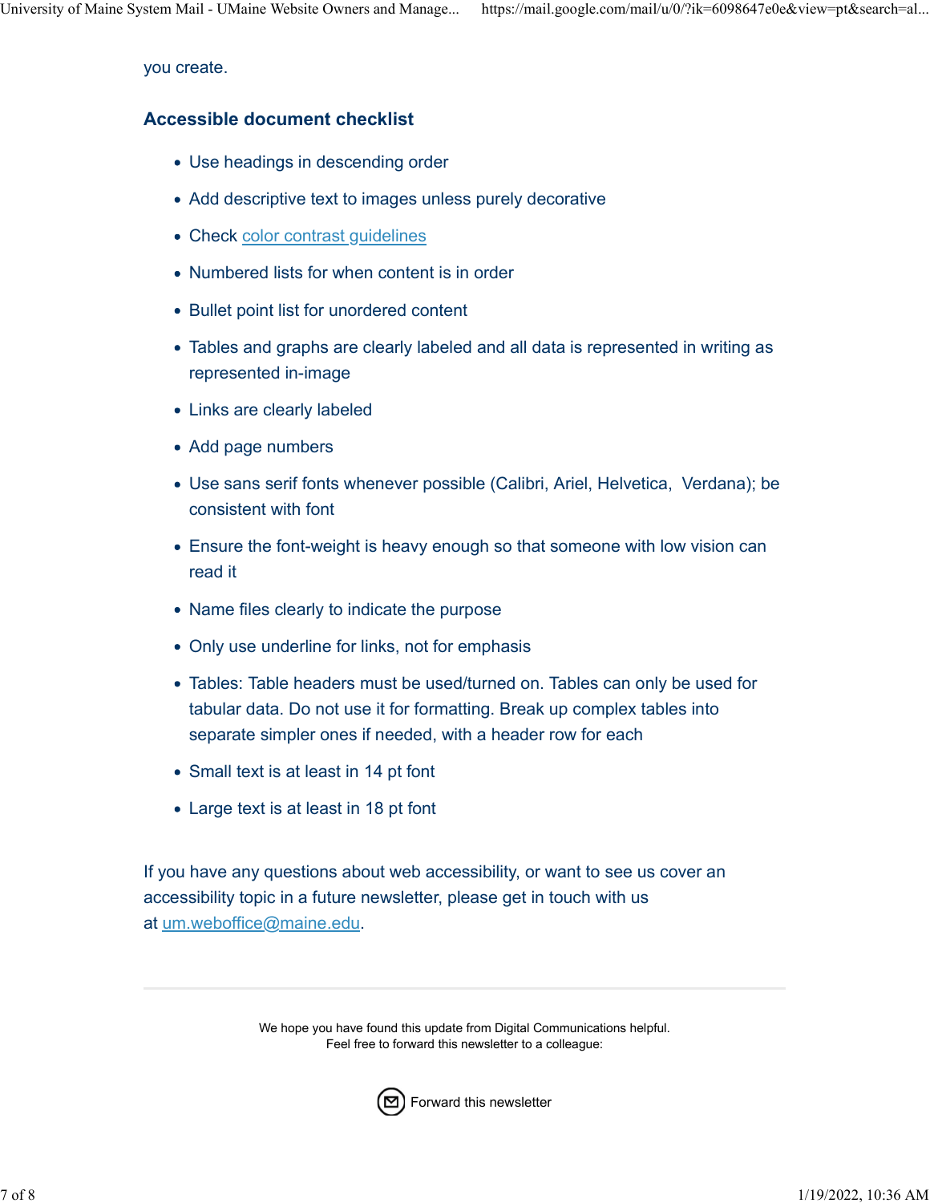you create.

### Accessible document checklist

- Use headings in descending order
- Add descriptive text to images unless purely decorative
- Check color contrast guidelines
- Numbered lists for when content is in order
- Bullet point list for unordered content
- Tables and graphs are clearly labeled and all data is represented in writing as represented in-image
- Links are clearly labeled
- Add page numbers
- Use sans serif fonts whenever possible (Calibri, Ariel, Helvetica,  Verdana); be consistent with font
- Ensure the font-weight is heavy enough so that someone with low vision can read it
- Name files clearly to indicate the purpose
- Only use underline for links, not for emphasis
- Tables: Table headers must be used/turned on. Tables can only be used for tabular data. Do not use it for formatting. Break up complex tables into separate simpler ones if needed, with a header row for each
- Small text is at least in 14 pt font
- Large text is at least in 18 pt font

If you have any questions about web accessibility, or want to see us cover an accessibility topic in a future newsletter, please get in touch with us at um.weboffice@maine.edu.

---

We hope you have found this update from Digital Communications helpful.
Feel free to forward this newsletter to a colleague:

Forward this newsletter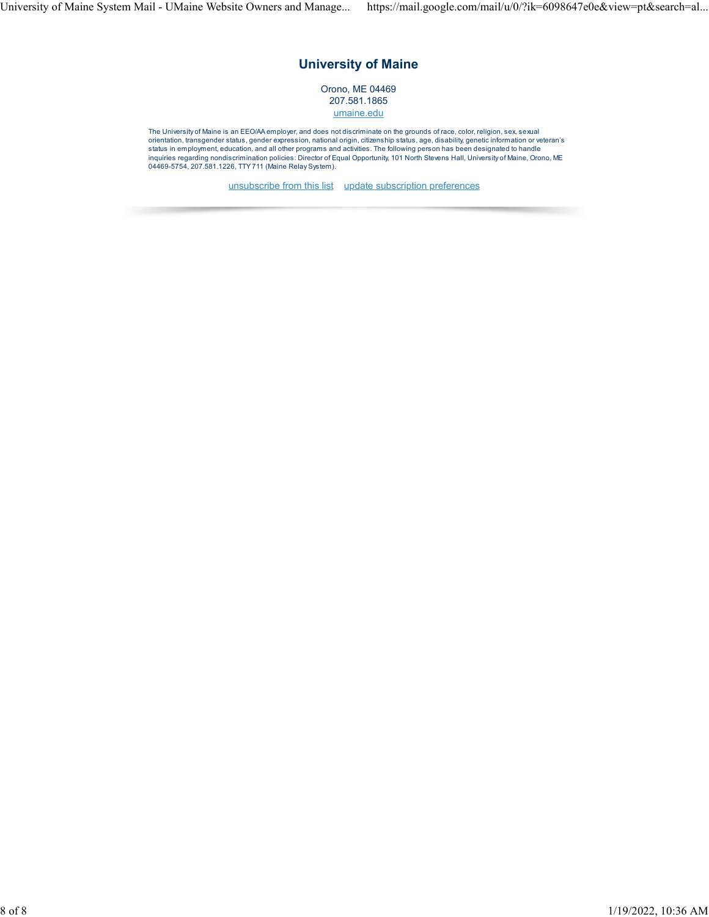## University of Maine

Orono, ME 04469
207.581.1865
umaine.edu

The University of Maine is an EEO/AA employer, and does not discriminate on the grounds of race, color, religion, sex, sexual orientation, transgender status, gender expression, national origin, citizenship status, age, disability, genetic information or veteran's status in employment, education, and all other programs and activities. The following person has been designated to handle inquiries regarding nondiscrimination policies: Director of Equal Opportunity, 101 North Stevens Hall, University of Maine, Orono, ME 04469-5754, 207.581.1226, TTY 711 (Maine Relay System).

unsubscribe from this list    update subscription preferences